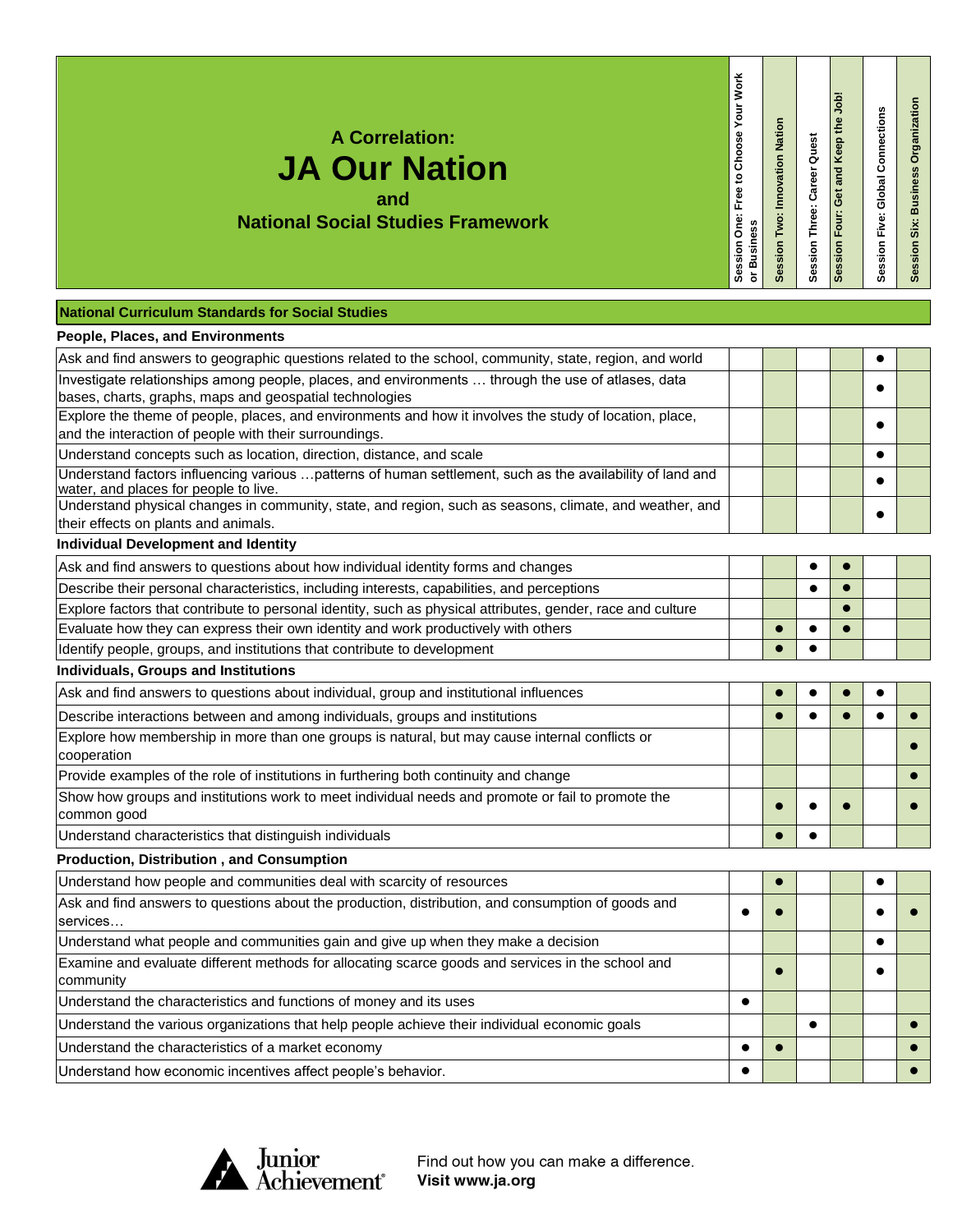# A Correlation:
# JA Our Nation
## and
## National Social Studies Framework

| National Curriculum Standards for Social Studies | Session One: Free to Choose Your Work or Business | Session Two: Innovation Nation | Session Three: Career Quest | Session Four: Get and Keep the Job! | Session Five: Global Connections | Session Six: Business Organization |
|---|---|---|---|---|---|---|
| **People, Places, and Environments** | | | | | | |
| Ask and find answers to geographic questions related to the school, community, state, region, and world | | | | | ● | |
| Investigate relationships among people, places, and environments … through the use of atlases, data bases, charts, graphs, maps and geospatial technologies | | | | | ● | |
| Explore the theme of people, places, and environments and how it involves the study of location, place, and the interaction of people with their surroundings. | | | | | ● | |
| Understand concepts such as location, direction, distance, and scale | | | | | ● | |
| Understand factors influencing various …patterns of human settlement, such as the availability of land and water, and places for people to live. | | | | | ● | |
| Understand physical changes in community, state, and region, such as seasons, climate, and weather, and their effects on plants and animals. | | | | | ● | |
| **Individual Development and Identity** | | | | | | |
| Ask and find answers to questions about how individual identity forms and changes | | | ● | ● | | |
| Describe their personal characteristics, including interests, capabilities, and perceptions | | | ● | ● | | |
| Explore factors that contribute to personal identity, such as physical attributes, gender, race and culture | | | | ● | | |
| Evaluate how they can express their own identity and work productively with others | | ● | ● | ● | | |
| Identify people, groups, and institutions that contribute to development | | ● | ● | | | |
| **Individuals, Groups and Institutions** | | | | | | |
| Ask and find answers to questions about individual, group and institutional influences | | ● | ● | ● | ● | |
| Describe interactions between and among individuals, groups and institutions | | ● | ● | ● | ● | ● |
| Explore how membership in more than one groups is natural, but may cause internal conflicts or cooperation | | | | | | ● |
| Provide examples of the role of institutions in furthering both continuity and change | | | | | | ● |
| Show how groups and institutions work to meet individual needs and promote or fail to promote the common good | | ● | ● | ● | | ● |
| Understand characteristics that distinguish individuals | | ● | ● | | | |
| **Production, Distribution , and Consumption** | | | | | | |
| Understand how people and communities deal with scarcity of resources | | ● | | | ● | |
| Ask and find answers to questions about the production, distribution, and consumption of goods and services… | ● | ● | | | ● | ● |
| Understand what people and communities gain and give up when they make a decision | | | | | ● | |
| Examine and evaluate different methods for allocating scarce goods and services in the school and community | | ● | | | ● | |
| Understand the characteristics and functions of money and its uses | ● | | | | | |
| Understand the various organizations that help people achieve their individual economic goals | | | ● | | | ● |
| Understand the characteristics of a market economy | ● | ● | | | | ● |
| Understand how economic incentives affect people's behavior. | ● | | | | | ● |

Junior Achievement

Find out how you can make a difference.
**Visit www.ja.org**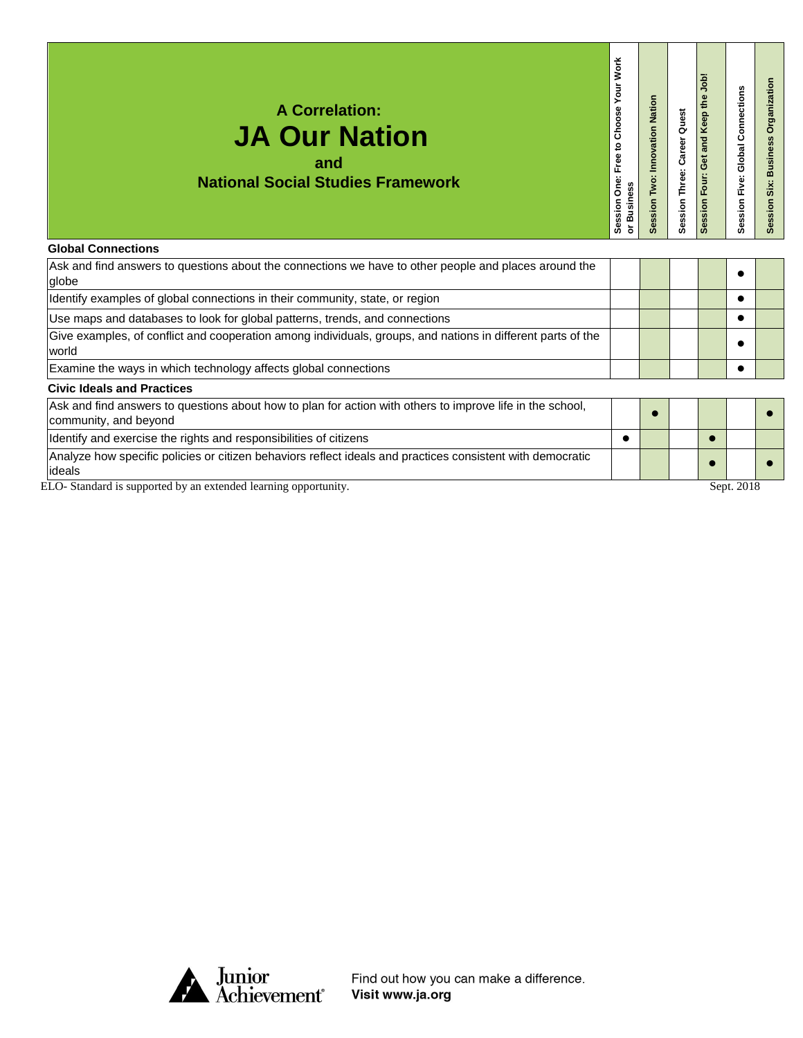| A Correlation: JA Our Nation and National Social Studies Framework | Session One: Free to Choose Your Work or Business | Session Two: Innovation Nation | Session Three: Career Quest | Session Four: Get and Keep the Job! | Session Five: Global Connections | Session Six: Business Organization |
|---|---|---|---|---|---|---|
| **Global Connections** | | | | | | |
| Ask and find answers to questions about the connections we have to other people and places around the globe | | | | | ● | |
| Identify examples of global connections in their community, state, or region | | | | | ● | |
| Use maps and databases to look for global patterns, trends, and connections | | | | | ● | |
| Give examples, of conflict and cooperation among individuals, groups, and nations in different parts of the world | | | | | ● | |
| Examine the ways in which technology affects global connections | | | | | ● | |
| **Civic Ideals and Practices** | | | | | | |
| Ask and find answers to questions about how to plan for action with others to improve life in the school, community, and beyond | | ● | | | | ● |
| Identify and exercise the rights and responsibilities of citizens | ● | | | ● | | |
| Analyze how specific policies or citizen behaviors reflect ideals and practices consistent with democratic ideals | | | | ● | | ● |

ELO- Standard is supported by an extended learning opportunity.

Sept. 2018

Junior Achievement

Find out how you can make a difference.
**Visit www.ja.org**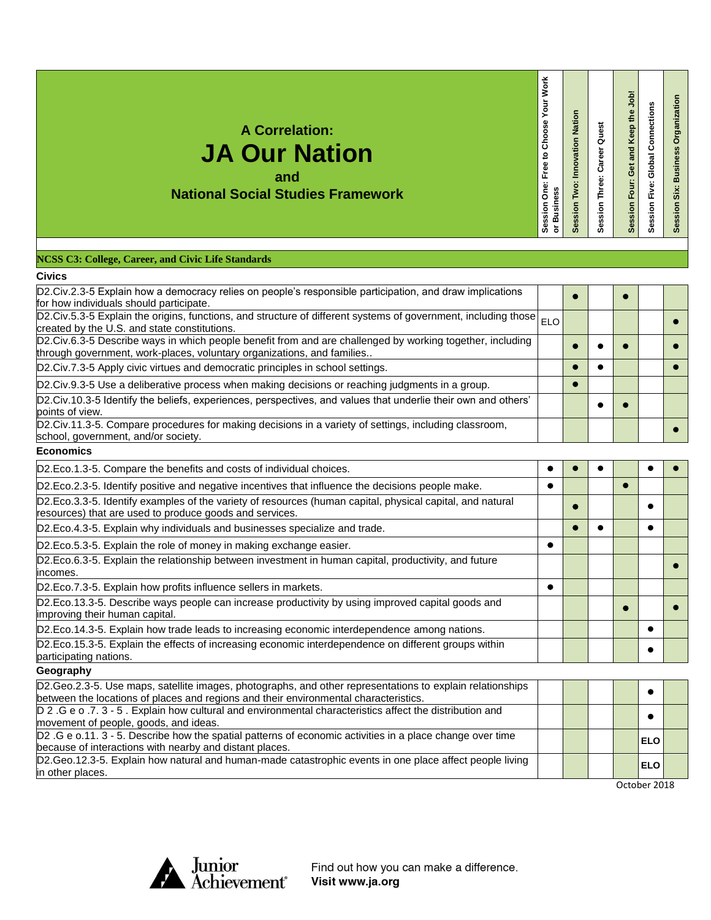| A Correlation: JA Our Nation and National Social Studies Framework | Session One: Free to Choose Your Work or Business | Session Two: Innovation Nation | Session Three: Career Quest | Session Four: Get and Keep the Job! | Session Five: Global Connections | Session Six: Business Organization |
|---|---|---|---|---|---|---|
| **NCSS C3: College, Career, and Civic Life Standards** | | | | | | |
| **Civics** | | | | | | |
| D2.Civ.2.3-5 Explain how a democracy relies on people's responsible participation, and draw implications for how individuals should participate. | | ● | | ● | | |
| D2.Civ.5.3-5 Explain the origins, functions, and structure of different systems of government, including those created by the U.S. and state constitutions. | ELO | | | | | ● |
| D2.Civ.6.3-5 Describe ways in which people benefit from and are challenged by working together, including through government, work-places, voluntary organizations, and families.. | | ● | ● | ● | | ● |
| D2.Civ.7.3-5 Apply civic virtues and democratic principles in school settings. | | ● | ● | | | ● |
| D2.Civ.9.3-5 Use a deliberative process when making decisions or reaching judgments in a group. | | ● | | | | |
| D2.Civ.10.3-5 Identify the beliefs, experiences, perspectives, and values that underlie their own and others' points of view. | | | ● | ● | | |
| D2.Civ.11.3-5. Compare procedures for making decisions in a variety of settings, including classroom, school, government, and/or society. | | | | | | ● |
| **Economics** | | | | | | |
| D2.Eco.1.3-5. Compare the benefits and costs of individual choices. | ● | ● | ● | | ● | ● |
| D2.Eco.2.3-5. Identify positive and negative incentives that influence the decisions people make. | ● | | | ● | | |
| D2.Eco.3.3-5. Identify examples of the variety of resources (human capital, physical capital, and natural resources) that are used to produce goods and services. | | ● | | | ● | |
| D2.Eco.4.3-5. Explain why individuals and businesses specialize and trade. | | ● | ● | | ● | |
| D2.Eco.5.3-5. Explain the role of money in making exchange easier. | ● | | | | | |
| D2.Eco.6.3-5. Explain the relationship between investment in human capital, productivity, and future incomes. | | | | | | ● |
| D2.Eco.7.3-5. Explain how profits influence sellers in markets. | ● | | | | | |
| D2.Eco.13.3-5. Describe ways people can increase productivity by using improved capital goods and improving their human capital. | | | | ● | | ● |
| D2.Eco.14.3-5. Explain how trade leads to increasing economic interdependence among nations. | | | | | ● | |
| D2.Eco.15.3-5. Explain the effects of increasing economic interdependence on different groups within participating nations. | | | | | ● | |
| **Geography** | | | | | | |
| D2.Geo.2.3-5. Use maps, satellite images, photographs, and other representations to explain relationships between the locations of places and regions and their environmental characteristics. | | | | | ● | |
| D 2 .G e o .7. 3 - 5 . Explain how cultural and environmental characteristics affect the distribution and movement of people, goods, and ideas. | | | | | ● | |
| D2 .G e o.11. 3 - 5. Describe how the spatial patterns of economic activities in a place change over time because of interactions with nearby and distant places. | | | | | ELO | |
| D2.Geo.12.3-5. Explain how natural and human-made catastrophic events in one place affect people living in other places. | | | | | ELO | |

October 2018

Junior Achievement

Find out how you can make a difference.
**Visit www.ja.org**